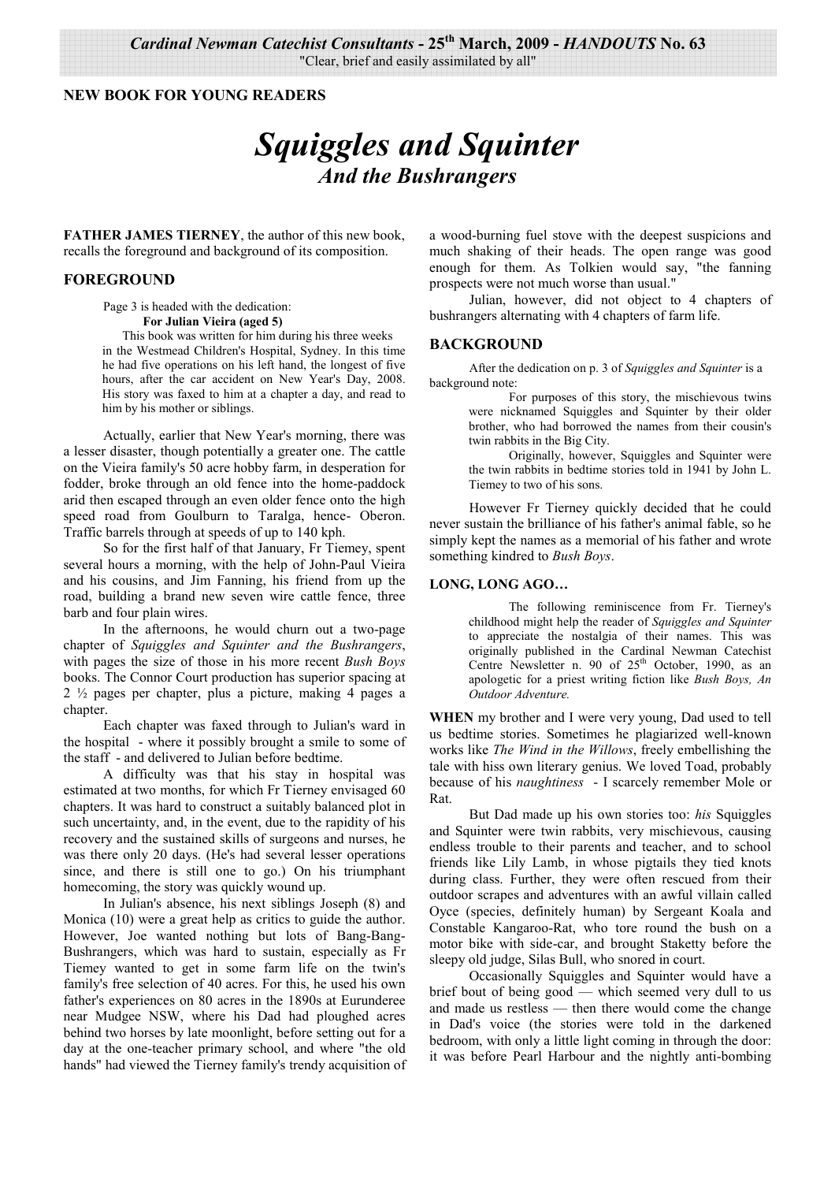**Cardinal Newman Catechist Consultants - 25th March, 2009 - *HANDOUTS* No. 63**
"Clear, brief and easily assimilated by all"

**NEW BOOK FOR YOUNG READERS**

# *Squiggles and Squinter*
## *And the Bushrangers*

**FATHER JAMES TIERNEY**, the author of this new book, recalls the foreground and background of its composition.

### FOREGROUND

> Page 3 is headed with the dedication:
> **For Julian Vieira (aged 5)**
> This book was written for him during his three weeks in the Westmead Children's Hospital, Sydney. In this time he had five operations on his left hand, the longest of five hours, after the car accident on New Year's Day, 2008. His story was faxed to him at a chapter a day, and read to him by his mother or siblings.

Actually, earlier that New Year's morning, there was a lesser disaster, though potentially a greater one. The cattle on the Vieira family's 50 acre hobby farm, in desperation for fodder, broke through an old fence into the home-paddock arid then escaped through an even older fence onto the high speed road from Goulburn to Taralga, hence- Oberon. Traffic barrels through at speeds of up to 140 kph.

So for the first half of that January, Fr Tiemey, spent several hours a morning, with the help of John-Paul Vieira and his cousins, and Jim Fanning, his friend from up the road, building a brand new seven wire cattle fence, three barb and four plain wires.

In the afternoons, he would churn out a two-page chapter of *Squiggles and Squinter and the Bushrangers*, with pages the size of those in his more recent *Bush Boys* books. The Connor Court production has superior spacing at 2 ½ pages per chapter, plus a picture, making 4 pages a chapter.

Each chapter was faxed through to Julian's ward in the hospital - where it possibly brought a smile to some of the staff - and delivered to Julian before bedtime.

A difficulty was that his stay in hospital was estimated at two months, for which Fr Tierney envisaged 60 chapters. It was hard to construct a suitably balanced plot in such uncertainty, and, in the event, due to the rapidity of his recovery and the sustained skills of surgeons and nurses, he was there only 20 days. (He's had several lesser operations since, and there is still one to go.) On his triumphant homecoming, the story was quickly wound up.

In Julian's absence, his next siblings Joseph (8) and Monica (10) were a great help as critics to guide the author. However, Joe wanted nothing but lots of Bang-Bang-Bushrangers, which was hard to sustain, especially as Fr Tiemey wanted to get in some farm life on the twin's family's free selection of 40 acres. For this, he used his own father's experiences on 80 acres in the 1890s at Eurunderee near Mudgee NSW, where his Dad had ploughed acres behind two horses by late moonlight, before setting out for a day at the one-teacher primary school, and where "the old hands" had viewed the Tierney family's trendy acquisition of a wood-burning fuel stove with the deepest suspicions and much shaking of their heads. The open range was good enough for them. As Tolkien would say, "the fanning prospects were not much worse than usual."

Julian, however, did not object to 4 chapters of bushrangers alternating with 4 chapters of farm life.

### BACKGROUND

> After the dedication on p. 3 of *Squiggles and Squinter* is a background note:
>
> For purposes of this story, the mischievous twins were nicknamed Squiggles and Squinter by their older brother, who had borrowed the names from their cousin's twin rabbits in the Big City.
>
> Originally, however, Squiggles and Squinter were the twin rabbits in bedtime stories told in 1941 by John L. Tiemey to two of his sons.

However Fr Tierney quickly decided that he could never sustain the brilliance of his father's animal fable, so he simply kept the names as a memorial of his father and wrote something kindred to *Bush Boys*.

#### LONG, LONG AGO…

> The following reminiscence from Fr. Tierney's childhood might help the reader of *Squiggles and Squinter* to appreciate the nostalgia of their names. This was originally published in the Cardinal Newman Catechist Centre Newsletter n. 90 of 25th October, 1990, as an apologetic for a priest writing fiction like *Bush Boys, An Outdoor Adventure.*

**WHEN** my brother and I were very young, Dad used to tell us bedtime stories. Sometimes he plagiarized well-known works like *The Wind in the Willows*, freely embellishing the tale with hiss own literary genius. We loved Toad, probably because of his *naughtiness* - I scarcely remember Mole or Rat.

But Dad made up his own stories too: *his* Squiggles and Squinter were twin rabbits, very mischievous, causing endless trouble to their parents and teacher, and to school friends like Lily Lamb, in whose pigtails they tied knots during class. Further, they were often rescued from their outdoor scrapes and adventures with an awful villain called Oyce (species, definitely human) by Sergeant Koala and Constable Kangaroo-Rat, who tore round the bush on a motor bike with side-car, and brought Staketty before the sleepy old judge, Silas Bull, who snored in court.

Occasionally Squiggles and Squinter would have a brief bout of being good — which seemed very dull to us and made us restless — then there would come the change in Dad's voice (the stories were told in the darkened bedroom, with only a little light coming in through the door: it was before Pearl Harbour and the nightly anti-bombing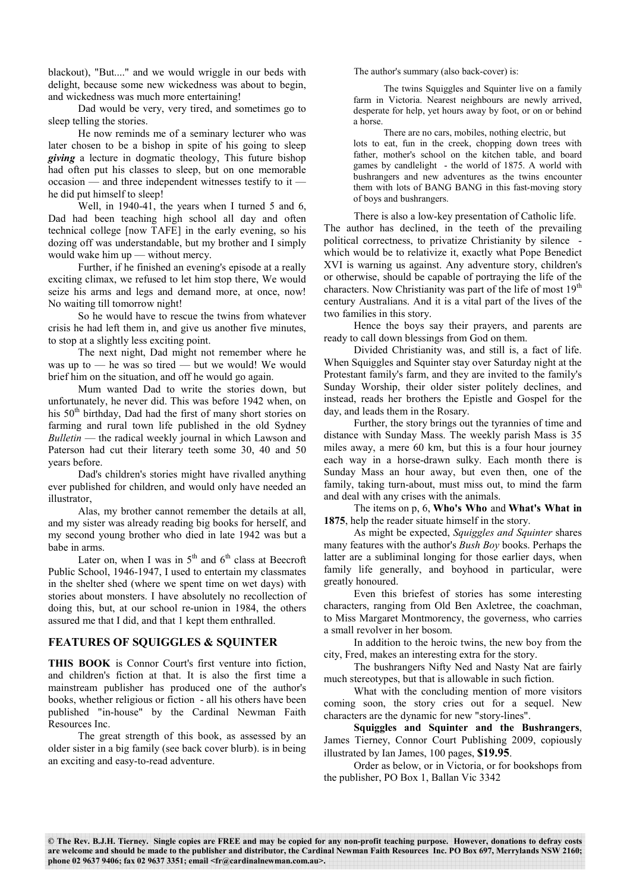blackout), "But...." and we would wriggle in our beds with delight, because some new wickedness was about to begin, and wickedness was much more entertaining!

Dad would be very, very tired, and sometimes go to sleep telling the stories.

He now reminds me of a seminary lecturer who was later chosen to be a bishop in spite of his going to sleep ***giving*** a lecture in dogmatic theology, This future bishop had often put his classes to sleep, but on one memorable occasion — and three independent witnesses testify to it — he did put himself to sleep!

Well, in 1940-41, the years when I turned 5 and 6, Dad had been teaching high school all day and often technical college [now TAFE] in the early evening, so his dozing off was understandable, but my brother and I simply would wake him up — without mercy.

Further, if he finished an evening's episode at a really exciting climax, we refused to let him stop there, We would seize his arms and legs and demand more, at once, now! No waiting till tomorrow night!

So he would have to rescue the twins from whatever crisis he had left them in, and give us another five minutes, to stop at a slightly less exciting point.

The next night, Dad might not remember where he was up to — he was so tired — but we would! We would brief him on the situation, and off he would go again.

Mum wanted Dad to write the stories down, but unfortunately, he never did. This was before 1942 when, on his 50th birthday, Dad had the first of many short stories on farming and rural town life published in the old Sydney *Bulletin* — the radical weekly journal in which Lawson and Paterson had cut their literary teeth some 30, 40 and 50 years before.

Dad's children's stories might have rivalled anything ever published for children, and would only have needed an illustrator,

Alas, my brother cannot remember the details at all, and my sister was already reading big books for herself, and my second young brother who died in late 1942 was but a babe in arms.

Later on, when I was in 5th and 6th class at Beecroft Public School, 1946-1947, I used to entertain my classmates in the shelter shed (where we spent time on wet days) with stories about monsters. I have absolutely no recollection of doing this, but, at our school re-union in 1984, the others assured me that I did, and that 1 kept them enthralled.

## FEATURES OF SQUIGGLES & SQUINTER

**THIS BOOK** is Connor Court's first venture into fiction, and children's fiction at that. It is also the first time a mainstream publisher has produced one of the author's books, whether religious or fiction - all his others have been published "in-house" by the Cardinal Newman Faith Resources Inc.

The great strength of this book, as assessed by an older sister in a big family (see back cover blurb). is in being an exciting and easy-to-read adventure.

The author's summary (also back-cover) is:

> The twins Squiggles and Squinter live on a family farm in Victoria. Nearest neighbours are newly arrived, desperate for help, yet hours away by foot, or on or behind a horse.
>
> There are no cars, mobiles, nothing electric, but lots to eat, fun in the creek, chopping down trees with father, mother's school on the kitchen table, and board games by candlelight - the world of 1875. A world with bushrangers and new adventures as the twins encounter them with lots of BANG BANG in this fast-moving story of boys and bushrangers.

There is also a low-key presentation of Catholic life. The author has declined, in the teeth of the prevailing political correctness, to privatize Christianity by silence - which would be to relativize it, exactly what Pope Benedict XVI is warning us against. Any adventure story, children's or otherwise, should be capable of portraying the life of the characters. Now Christianity was part of the life of most 19th century Australians. And it is a vital part of the lives of the two families in this story.

Hence the boys say their prayers, and parents are ready to call down blessings from God on them.

Divided Christianity was, and still is, a fact of life. When Squiggles and Squinter stay over Saturday night at the Protestant family's farm, and they are invited to the family's Sunday Worship, their older sister politely declines, and instead, reads her brothers the Epistle and Gospel for the day, and leads them in the Rosary.

Further, the story brings out the tyrannies of time and distance with Sunday Mass. The weekly parish Mass is 35 miles away, a mere 60 km, but this is a four hour journey each way in a horse-drawn sulky. Each month there is Sunday Mass an hour away, but even then, one of the family, taking turn-about, must miss out, to mind the farm and deal with any crises with the animals.

The items on p, 6, **Who's Who** and **What's What in 1875**, help the reader situate himself in the story.

As might be expected, *Squiggles and Squinter* shares many features with the author's *Bush Boy* books. Perhaps the latter are a subliminal longing for those earlier days, when family life generally, and boyhood in particular, were greatly honoured.

Even this briefest of stories has some interesting characters, ranging from Old Ben Axletree, the coachman, to Miss Margaret Montmorency, the governess, who carries a small revolver in her bosom.

In addition to the heroic twins, the new boy from the city, Fred, makes an interesting extra for the story.

The bushrangers Nifty Ned and Nasty Nat are fairly much stereotypes, but that is allowable in such fiction.

What with the concluding mention of more visitors coming soon, the story cries out for a sequel. New characters are the dynamic for new "story-lines".

**Squiggles and Squinter and the Bushrangers**, James Tierney, Connor Court Publishing 2009, copiously illustrated by Ian James, 100 pages, **$19.95**.

Order as below, or in Victoria, or for bookshops from the publisher, PO Box 1, Ballan Vic 3342

**© The Rev. B.J.H. Tierney. Single copies are FREE and may be copied for any non-profit teaching purpose. However, donations to defray costs are welcome and should be made to the publisher and distributor, the Cardinal Newman Faith Resources Inc. PO Box 697, Merrylands NSW 2160; phone 02 9637 9406; fax 02 9637 3351; email <fr@cardinalnewman.com.au>.**